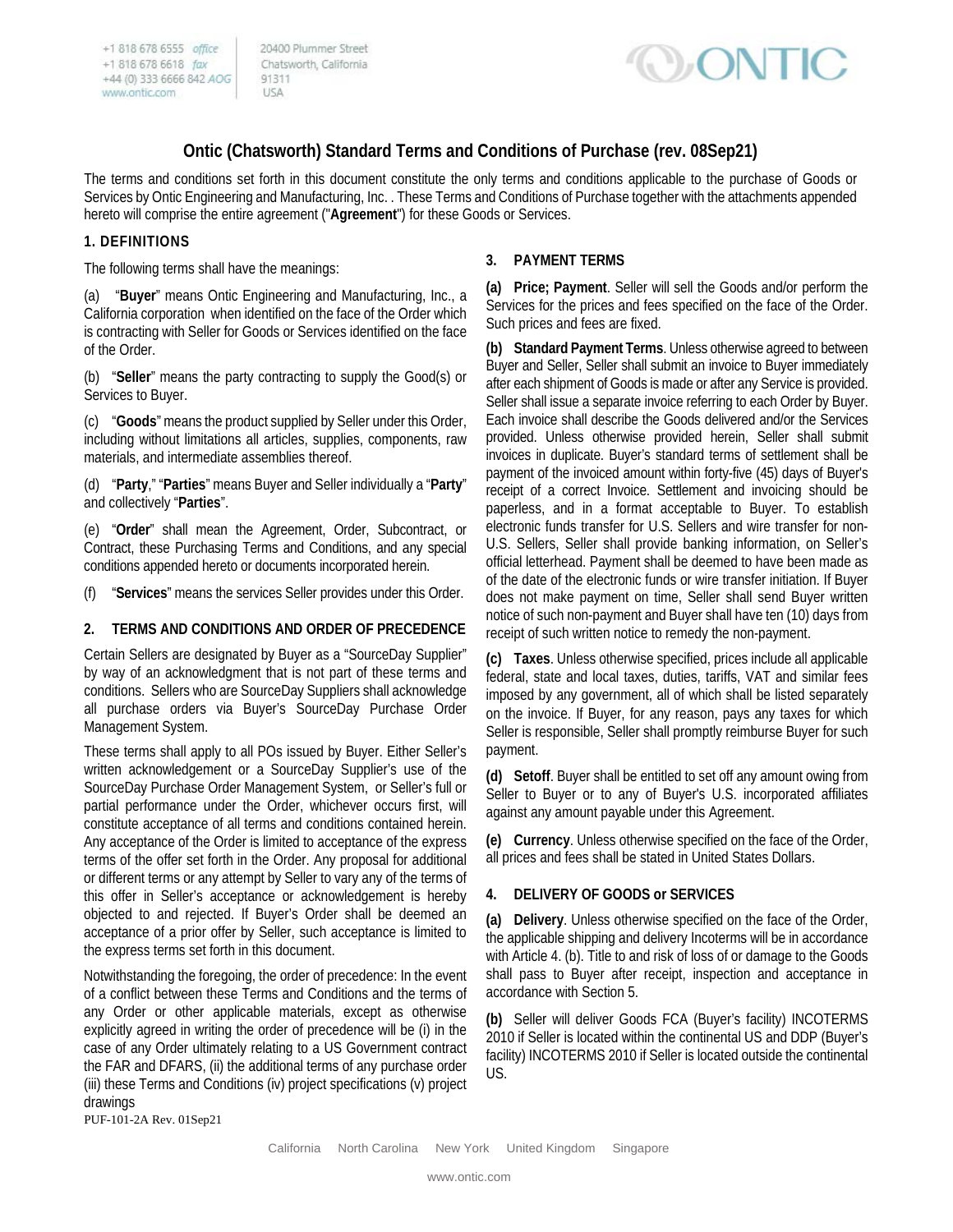# Ontic (Chatsworth) Standard Terms and Conditions of Purchase (rev. 08Sep21)

The terms and conditions set forth in this document constitute the only terms and conditions applicable to the purchase of Goods or Services by Ontic Engineering and Manufacturing, Inc. . These Terms and Conditions of Purchase together with the attachments appended hereto will comprise the entire agreement ("**Agreement**") for these Goods or Services.

## 1. DEFINITIONS

The following terms shall have the meanings:

(a) "**Buyer**" means Ontic Engineering and Manufacturing, Inc., a California corporation when identified on the face of the Order which is contracting with Seller for Goods or Services identified on the face of the Order.

(b) "**Seller**" means the party contracting to supply the Good(s) or Services to Buyer.

(c) "**Goods**" means the product supplied by Seller under this Order, including without limitations all articles, supplies, components, raw materials, and intermediate assemblies thereof.

(d) "**Party**," "**Parties**" means Buyer and Seller individually a "**Party**" and collectively "**Parties**".

(e) "**Order**" shall mean the Agreement, Order, Subcontract, or Contract, these Purchasing Terms and Conditions, and any special conditions appended hereto or documents incorporated herein.

(f) "**Services**" means the services Seller provides under this Order.

## 2. TERMS AND CONDITIONS AND ORDER OF PRECEDENCE

Certain Sellers are designated by Buyer as a "SourceDay Supplier" by way of an acknowledgment that is not part of these terms and conditions. Sellers who are SourceDay Suppliers shall acknowledge all purchase orders via Buyer's SourceDay Purchase Order Management System.

These terms shall apply to all POs issued by Buyer. Either Seller's written acknowledgement or a SourceDay Supplier's use of the SourceDay Purchase Order Management System, or Seller's full or partial performance under the Order, whichever occurs first, will constitute acceptance of all terms and conditions contained herein. Any acceptance of the Order is limited to acceptance of the express terms of the offer set forth in the Order. Any proposal for additional or different terms or any attempt by Seller to vary any of the terms of this offer in Seller's acceptance or acknowledgement is hereby objected to and rejected. If Buyer's Order shall be deemed an acceptance of a prior offer by Seller, such acceptance is limited to the express terms set forth in this document.

Notwithstanding the foregoing, the order of precedence: In the event of a conflict between these Terms and Conditions and the terms of any Order or other applicable materials, except as otherwise explicitly agreed in writing the order of precedence will be (i) in the case of any Order ultimately relating to a US Government contract the FAR and DFARS, (ii) the additional terms of any purchase order (iii) these Terms and Conditions (iv) project specifications (v) project drawings

## 3. PAYMENT TERMS

**(a) Price; Payment**. Seller will sell the Goods and/or perform the Services for the prices and fees specified on the face of the Order. Such prices and fees are fixed.

**(b) Standard Payment Terms**. Unless otherwise agreed to between Buyer and Seller, Seller shall submit an invoice to Buyer immediately after each shipment of Goods is made or after any Service is provided. Seller shall issue a separate invoice referring to each Order by Buyer. Each invoice shall describe the Goods delivered and/or the Services provided. Unless otherwise provided herein, Seller shall submit invoices in duplicate. Buyer's standard terms of settlement shall be payment of the invoiced amount within forty-five (45) days of Buyer's receipt of a correct Invoice. Settlement and invoicing should be paperless, and in a format acceptable to Buyer. To establish electronic funds transfer for U.S. Sellers and wire transfer for non-U.S. Sellers, Seller shall provide banking information, on Seller's official letterhead. Payment shall be deemed to have been made as of the date of the electronic funds or wire transfer initiation. If Buyer does not make payment on time, Seller shall send Buyer written notice of such non-payment and Buyer shall have ten (10) days from receipt of such written notice to remedy the non-payment.

**(c) Taxes**. Unless otherwise specified, prices include all applicable federal, state and local taxes, duties, tariffs, VAT and similar fees imposed by any government, all of which shall be listed separately on the invoice. If Buyer, for any reason, pays any taxes for which Seller is responsible, Seller shall promptly reimburse Buyer for such payment.

**(d) Setoff**. Buyer shall be entitled to set off any amount owing from Seller to Buyer or to any of Buyer's U.S. incorporated affiliates against any amount payable under this Agreement.

**(e) Currency**. Unless otherwise specified on the face of the Order, all prices and fees shall be stated in United States Dollars.

## 4. DELIVERY OF GOODS or SERVICES

**(a) Delivery**. Unless otherwise specified on the face of the Order, the applicable shipping and delivery Incoterms will be in accordance with Article 4. (b). Title to and risk of loss of or damage to the Goods shall pass to Buyer after receipt, inspection and acceptance in accordance with Section 5.

**(b)** Seller will deliver Goods FCA (Buyer's facility) INCOTERMS 2010 if Seller is located within the continental US and DDP (Buyer's facility) INCOTERMS 2010 if Seller is located outside the continental US.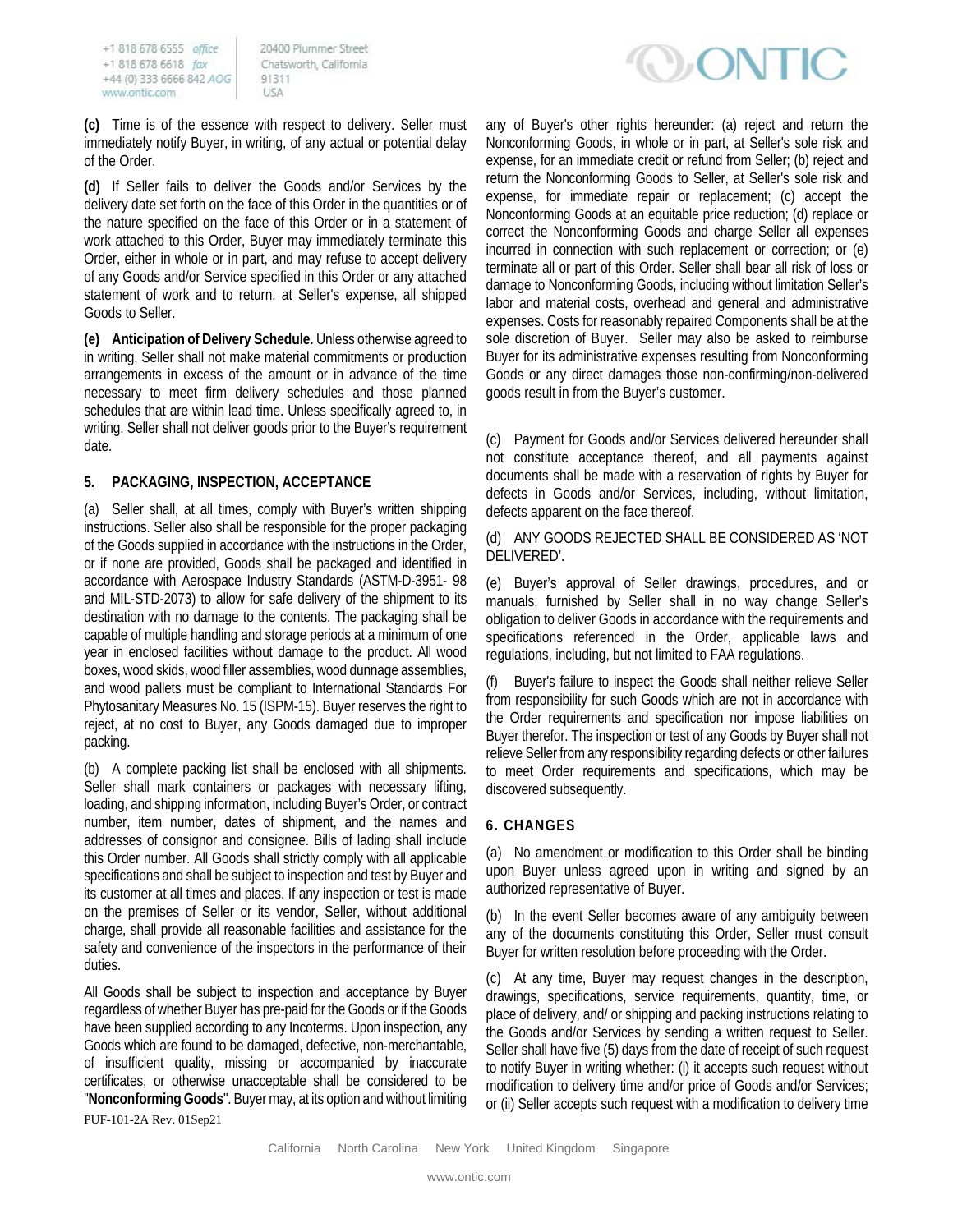**(c)** Time is of the essence with respect to delivery. Seller must immediately notify Buyer, in writing, of any actual or potential delay of the Order.

**(d)** If Seller fails to deliver the Goods and/or Services by the delivery date set forth on the face of this Order in the quantities or of the nature specified on the face of this Order or in a statement of work attached to this Order, Buyer may immediately terminate this Order, either in whole or in part, and may refuse to accept delivery of any Goods and/or Service specified in this Order or any attached statement of work and to return, at Seller's expense, all shipped Goods to Seller.

**(e) Anticipation of Delivery Schedule**. Unless otherwise agreed to in writing, Seller shall not make material commitments or production arrangements in excess of the amount or in advance of the time necessary to meet firm delivery schedules and those planned schedules that are within lead time. Unless specifically agreed to, in writing, Seller shall not deliver goods prior to the Buyer's requirement date.

## 5. PACKAGING, INSPECTION, ACCEPTANCE

(a) Seller shall, at all times, comply with Buyer's written shipping instructions. Seller also shall be responsible for the proper packaging of the Goods supplied in accordance with the instructions in the Order, or if none are provided, Goods shall be packaged and identified in accordance with Aerospace Industry Standards (ASTM-D-3951- 98 and MIL-STD-2073) to allow for safe delivery of the shipment to its destination with no damage to the contents. The packaging shall be capable of multiple handling and storage periods at a minimum of one year in enclosed facilities without damage to the product. All wood boxes, wood skids, wood filler assemblies, wood dunnage assemblies, and wood pallets must be compliant to International Standards For Phytosanitary Measures No. 15 (ISPM-15). Buyer reserves the right to reject, at no cost to Buyer, any Goods damaged due to improper packing.

(b) A complete packing list shall be enclosed with all shipments. Seller shall mark containers or packages with necessary lifting, loading, and shipping information, including Buyer's Order, or contract number, item number, dates of shipment, and the names and addresses of consignor and consignee. Bills of lading shall include this Order number. All Goods shall strictly comply with all applicable specifications and shall be subject to inspection and test by Buyer and its customer at all times and places. If any inspection or test is made on the premises of Seller or its vendor, Seller, without additional charge, shall provide all reasonable facilities and assistance for the safety and convenience of the inspectors in the performance of their duties.

All Goods shall be subject to inspection and acceptance by Buyer regardless of whether Buyer has pre-paid for the Goods or if the Goods have been supplied according to any Incoterms. Upon inspection, any Goods which are found to be damaged, defective, non-merchantable, of insufficient quality, missing or accompanied by inaccurate certificates, or otherwise unacceptable shall be considered to be "**Nonconforming Goods**". Buyer may, at its option and without limiting any of Buyer's other rights hereunder: (a) reject and return the Nonconforming Goods, in whole or in part, at Seller's sole risk and expense, for an immediate credit or refund from Seller; (b) reject and return the Nonconforming Goods to Seller, at Seller's sole risk and expense, for immediate repair or replacement; (c) accept the Nonconforming Goods at an equitable price reduction; (d) replace or correct the Nonconforming Goods and charge Seller all expenses incurred in connection with such replacement or correction; or (e) terminate all or part of this Order. Seller shall bear all risk of loss or damage to Nonconforming Goods, including without limitation Seller's labor and material costs, overhead and general and administrative expenses. Costs for reasonably repaired Components shall be at the sole discretion of Buyer. Seller may also be asked to reimburse Buyer for its administrative expenses resulting from Nonconforming Goods or any direct damages those non-confirming/non-delivered goods result in from the Buyer's customer.

(c) Payment for Goods and/or Services delivered hereunder shall not constitute acceptance thereof, and all payments against documents shall be made with a reservation of rights by Buyer for defects in Goods and/or Services, including, without limitation, defects apparent on the face thereof.

(d) ANY GOODS REJECTED SHALL BE CONSIDERED AS 'NOT DELIVERED'.

(e) Buyer's approval of Seller drawings, procedures, and or manuals, furnished by Seller shall in no way change Seller's obligation to deliver Goods in accordance with the requirements and specifications referenced in the Order, applicable laws and regulations, including, but not limited to FAA regulations.

(f) Buyer's failure to inspect the Goods shall neither relieve Seller from responsibility for such Goods which are not in accordance with the Order requirements and specification nor impose liabilities on Buyer therefor. The inspection or test of any Goods by Buyer shall not relieve Seller from any responsibility regarding defects or other failures to meet Order requirements and specifications, which may be discovered subsequently.

## 6. CHANGES

(a) No amendment or modification to this Order shall be binding upon Buyer unless agreed upon in writing and signed by an authorized representative of Buyer.

(b) In the event Seller becomes aware of any ambiguity between any of the documents constituting this Order, Seller must consult Buyer for written resolution before proceeding with the Order.

(c) At any time, Buyer may request changes in the description, drawings, specifications, service requirements, quantity, time, or place of delivery, and/ or shipping and packing instructions relating to the Goods and/or Services by sending a written request to Seller. Seller shall have five (5) days from the date of receipt of such request to notify Buyer in writing whether: (i) it accepts such request without modification to delivery time and/or price of Goods and/or Services; or (ii) Seller accepts such request with a modification to delivery time

PUF-101-2A Rev. 01Sep21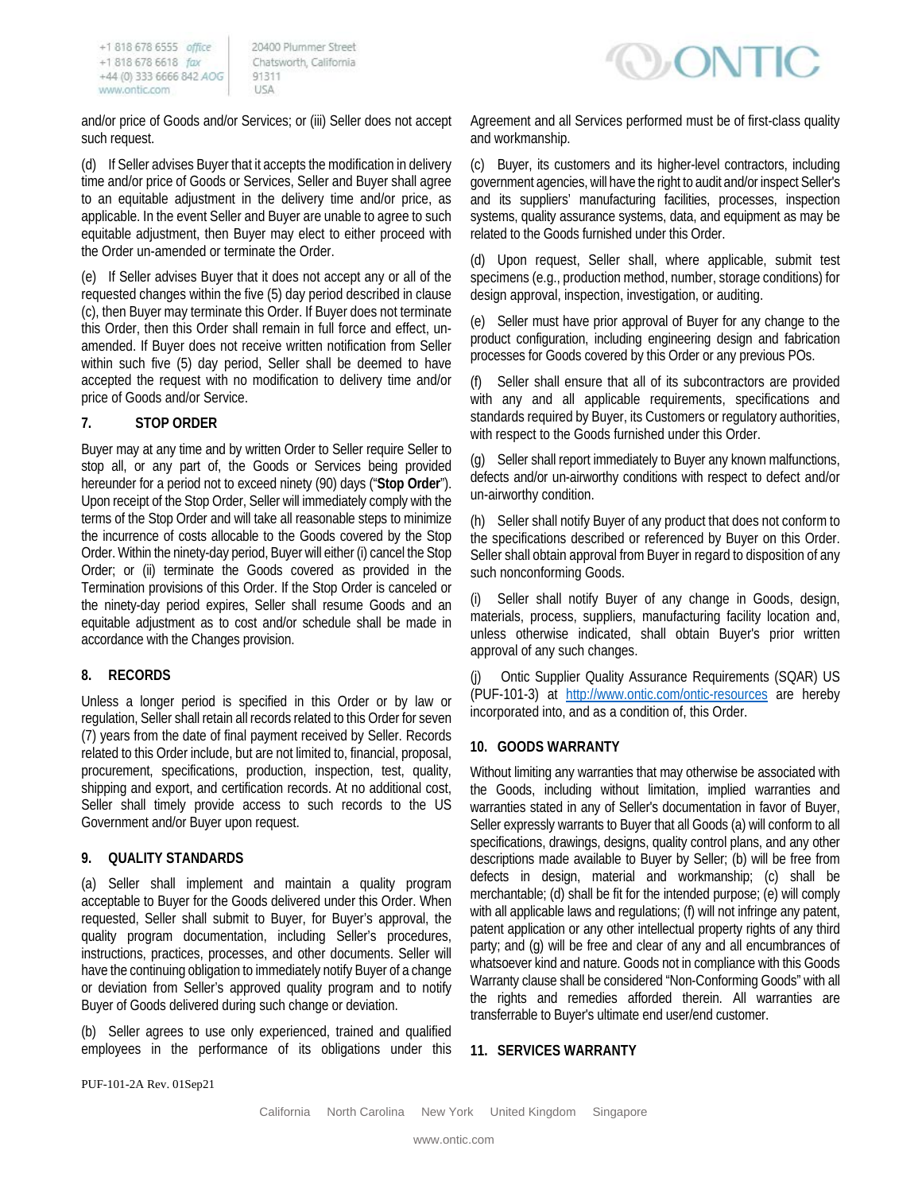and/or price of Goods and/or Services; or (iii) Seller does not accept such request.

(d) If Seller advises Buyer that it accepts the modification in delivery time and/or price of Goods or Services, Seller and Buyer shall agree to an equitable adjustment in the delivery time and/or price, as applicable. In the event Seller and Buyer are unable to agree to such equitable adjustment, then Buyer may elect to either proceed with the Order un-amended or terminate the Order.

(e) If Seller advises Buyer that it does not accept any or all of the requested changes within the five (5) day period described in clause (c), then Buyer may terminate this Order. If Buyer does not terminate this Order, then this Order shall remain in full force and effect, un-amended. If Buyer does not receive written notification from Seller within such five (5) day period, Seller shall be deemed to have accepted the request with no modification to delivery time and/or price of Goods and/or Service.

## 7. STOP ORDER

Buyer may at any time and by written Order to Seller require Seller to stop all, or any part of, the Goods or Services being provided hereunder for a period not to exceed ninety (90) days ("**Stop Order**"). Upon receipt of the Stop Order, Seller will immediately comply with the terms of the Stop Order and will take all reasonable steps to minimize the incurrence of costs allocable to the Goods covered by the Stop Order. Within the ninety-day period, Buyer will either (i) cancel the Stop Order; or (ii) terminate the Goods covered as provided in the Termination provisions of this Order. If the Stop Order is canceled or the ninety-day period expires, Seller shall resume Goods and an equitable adjustment as to cost and/or schedule shall be made in accordance with the Changes provision.

## 8. RECORDS

Unless a longer period is specified in this Order or by law or regulation, Seller shall retain all records related to this Order for seven (7) years from the date of final payment received by Seller. Records related to this Order include, but are not limited to, financial, proposal, procurement, specifications, production, inspection, test, quality, shipping and export, and certification records. At no additional cost, Seller shall timely provide access to such records to the US Government and/or Buyer upon request.

## 9. QUALITY STANDARDS

(a) Seller shall implement and maintain a quality program acceptable to Buyer for the Goods delivered under this Order. When requested, Seller shall submit to Buyer, for Buyer's approval, the quality program documentation, including Seller's procedures, instructions, practices, processes, and other documents. Seller will have the continuing obligation to immediately notify Buyer of a change or deviation from Seller's approved quality program and to notify Buyer of Goods delivered during such change or deviation.

(b) Seller agrees to use only experienced, trained and qualified employees in the performance of its obligations under this Agreement and all Services performed must be of first-class quality and workmanship.

(c) Buyer, its customers and its higher-level contractors, including government agencies, will have the right to audit and/or inspect Seller's and its suppliers' manufacturing facilities, processes, inspection systems, quality assurance systems, data, and equipment as may be related to the Goods furnished under this Order.

(d) Upon request, Seller shall, where applicable, submit test specimens (e.g., production method, number, storage conditions) for design approval, inspection, investigation, or auditing.

(e) Seller must have prior approval of Buyer for any change to the product configuration, including engineering design and fabrication processes for Goods covered by this Order or any previous POs.

(f) Seller shall ensure that all of its subcontractors are provided with any and all applicable requirements, specifications and standards required by Buyer, its Customers or regulatory authorities, with respect to the Goods furnished under this Order.

(g) Seller shall report immediately to Buyer any known malfunctions, defects and/or un-airworthy conditions with respect to defect and/or un-airworthy condition.

(h) Seller shall notify Buyer of any product that does not conform to the specifications described or referenced by Buyer on this Order. Seller shall obtain approval from Buyer in regard to disposition of any such nonconforming Goods.

(i) Seller shall notify Buyer of any change in Goods, design, materials, process, suppliers, manufacturing facility location and, unless otherwise indicated, shall obtain Buyer's prior written approval of any such changes.

(j) Ontic Supplier Quality Assurance Requirements (SQAR) US (PUF-101-3) at http://www.ontic.com/ontic-resources are hereby incorporated into, and as a condition of, this Order.

## 10. GOODS WARRANTY

Without limiting any warranties that may otherwise be associated with the Goods, including without limitation, implied warranties and warranties stated in any of Seller's documentation in favor of Buyer, Seller expressly warrants to Buyer that all Goods (a) will conform to all specifications, drawings, designs, quality control plans, and any other descriptions made available to Buyer by Seller; (b) will be free from defects in design, material and workmanship; (c) shall be merchantable; (d) shall be fit for the intended purpose; (e) will comply with all applicable laws and regulations; (f) will not infringe any patent, patent application or any other intellectual property rights of any third party; and (g) will be free and clear of any and all encumbrances of whatsoever kind and nature. Goods not in compliance with this Goods Warranty clause shall be considered "Non-Conforming Goods" with all the rights and remedies afforded therein. All warranties are transferrable to Buyer's ultimate end user/end customer.

## 11. SERVICES WARRANTY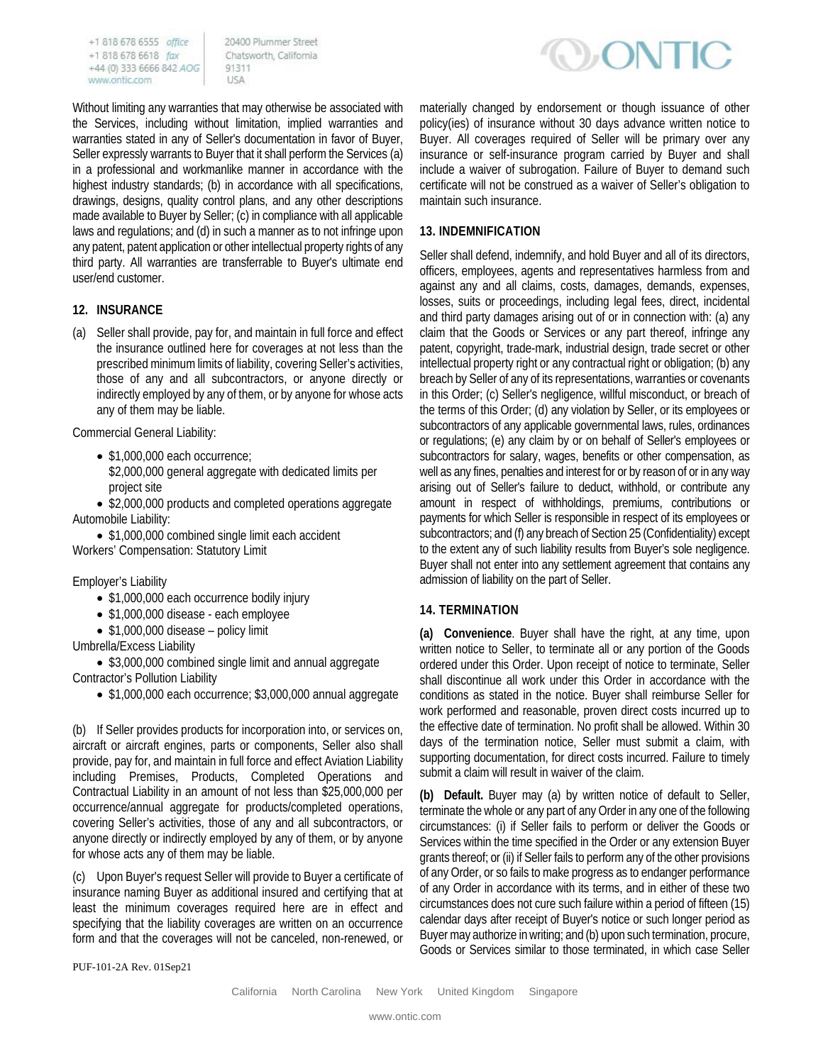Without limiting any warranties that may otherwise be associated with the Services, including without limitation, implied warranties and warranties stated in any of Seller's documentation in favor of Buyer, Seller expressly warrants to Buyer that it shall perform the Services (a) in a professional and workmanlike manner in accordance with the highest industry standards; (b) in accordance with all specifications, drawings, designs, quality control plans, and any other descriptions made available to Buyer by Seller; (c) in compliance with all applicable laws and regulations; and (d) in such a manner as to not infringe upon any patent, patent application or other intellectual property rights of any third party. All warranties are transferrable to Buyer's ultimate end user/end customer.

## 12. INSURANCE

(a) Seller shall provide, pay for, and maintain in full force and effect the insurance outlined here for coverages at not less than the prescribed minimum limits of liability, covering Seller's activities, those of any and all subcontractors, or anyone directly or indirectly employed by any of them, or by anyone for whose acts any of them may be liable.

Commercial General Liability:

- $1,000,000 each occurrence;
  $2,000,000 general aggregate with dedicated limits per project site
- $2,000,000 products and completed operations aggregate

Automobile Liability:

- $1,000,000 combined single limit each accident

Workers' Compensation: Statutory Limit

Employer's Liability

- $1,000,000 each occurrence bodily injury
- $1,000,000 disease - each employee
- $1,000,000 disease – policy limit

Umbrella/Excess Liability

- $3,000,000 combined single limit and annual aggregate

Contractor's Pollution Liability

- $1,000,000 each occurrence; $3,000,000 annual aggregate

(b) If Seller provides products for incorporation into, or services on, aircraft or aircraft engines, parts or components, Seller also shall provide, pay for, and maintain in full force and effect Aviation Liability including Premises, Products, Completed Operations and Contractual Liability in an amount of not less than $25,000,000 per occurrence/annual aggregate for products/completed operations, covering Seller's activities, those of any and all subcontractors, or anyone directly or indirectly employed by any of them, or by anyone for whose acts any of them may be liable.

(c) Upon Buyer's request Seller will provide to Buyer a certificate of insurance naming Buyer as additional insured and certifying that at least the minimum coverages required here are in effect and specifying that the liability coverages are written on an occurrence form and that the coverages will not be canceled, non-renewed, or materially changed by endorsement or though issuance of other policy(ies) of insurance without 30 days advance written notice to Buyer. All coverages required of Seller will be primary over any insurance or self-insurance program carried by Buyer and shall include a waiver of subrogation. Failure of Buyer to demand such certificate will not be construed as a waiver of Seller's obligation to maintain such insurance.

## 13. INDEMNIFICATION

Seller shall defend, indemnify, and hold Buyer and all of its directors, officers, employees, agents and representatives harmless from and against any and all claims, costs, damages, demands, expenses, losses, suits or proceedings, including legal fees, direct, incidental and third party damages arising out of or in connection with: (a) any claim that the Goods or Services or any part thereof, infringe any patent, copyright, trade-mark, industrial design, trade secret or other intellectual property right or any contractual right or obligation; (b) any breach by Seller of any of its representations, warranties or covenants in this Order; (c) Seller's negligence, willful misconduct, or breach of the terms of this Order; (d) any violation by Seller, or its employees or subcontractors of any applicable governmental laws, rules, ordinances or regulations; (e) any claim by or on behalf of Seller's employees or subcontractors for salary, wages, benefits or other compensation, as well as any fines, penalties and interest for or by reason of or in any way arising out of Seller's failure to deduct, withhold, or contribute any amount in respect of withholdings, premiums, contributions or payments for which Seller is responsible in respect of its employees or subcontractors; and (f) any breach of Section 25 (Confidentiality) except to the extent any of such liability results from Buyer's sole negligence. Buyer shall not enter into any settlement agreement that contains any admission of liability on the part of Seller.

## 14. TERMINATION

**(a) Convenience**. Buyer shall have the right, at any time, upon written notice to Seller, to terminate all or any portion of the Goods ordered under this Order. Upon receipt of notice to terminate, Seller shall discontinue all work under this Order in accordance with the conditions as stated in the notice. Buyer shall reimburse Seller for work performed and reasonable, proven direct costs incurred up to the effective date of termination. No profit shall be allowed. Within 30 days of the termination notice, Seller must submit a claim, with supporting documentation, for direct costs incurred. Failure to timely submit a claim will result in waiver of the claim.

**(b) Default.** Buyer may (a) by written notice of default to Seller, terminate the whole or any part of any Order in any one of the following circumstances: (i) if Seller fails to perform or deliver the Goods or Services within the time specified in the Order or any extension Buyer grants thereof; or (ii) if Seller fails to perform any of the other provisions of any Order, or so fails to make progress as to endanger performance of any Order in accordance with its terms, and in either of these two circumstances does not cure such failure within a period of fifteen (15) calendar days after receipt of Buyer's notice or such longer period as Buyer may authorize in writing; and (b) upon such termination, procure, Goods or Services similar to those terminated, in which case Seller

PUF-101-2A Rev. 01Sep21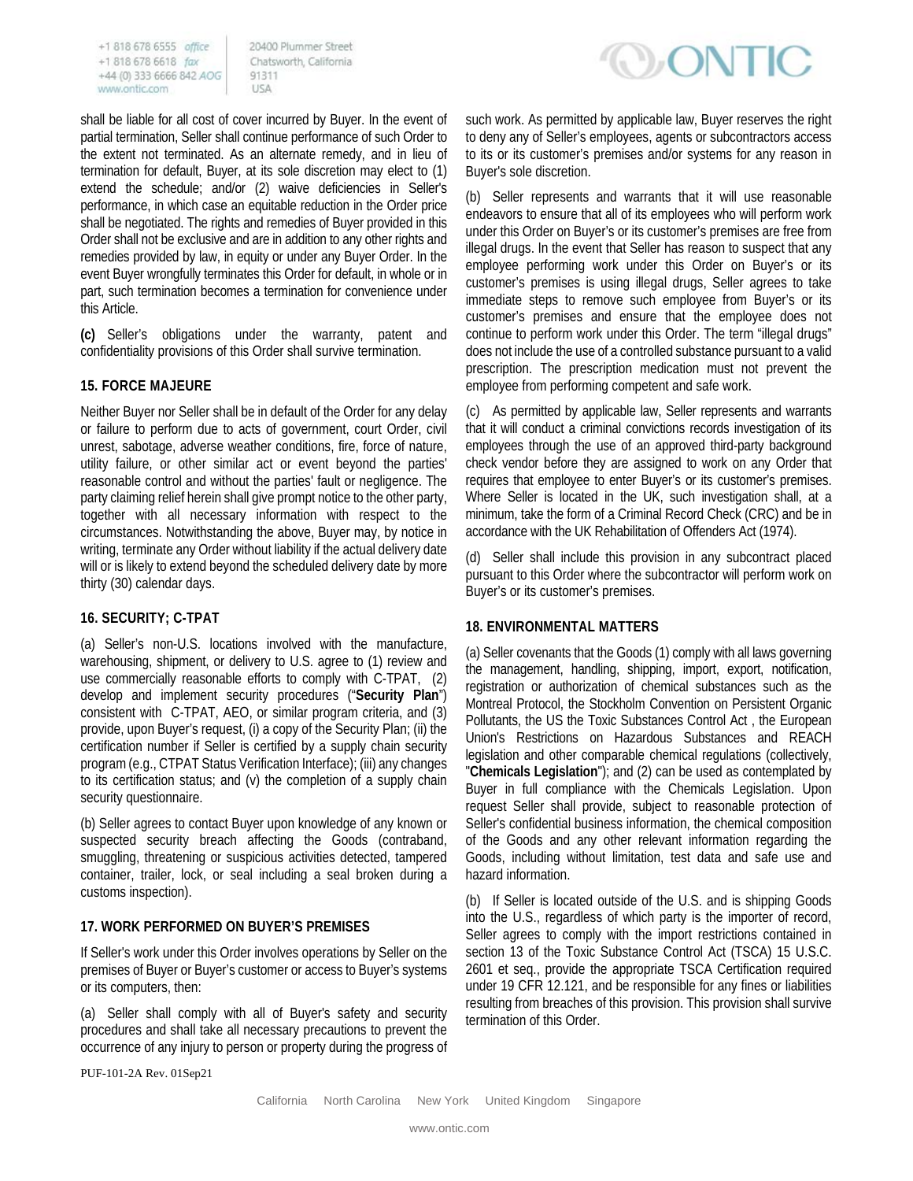shall be liable for all cost of cover incurred by Buyer. In the event of partial termination, Seller shall continue performance of such Order to the extent not terminated. As an alternate remedy, and in lieu of termination for default, Buyer, at its sole discretion may elect to (1) extend the schedule; and/or (2) waive deficiencies in Seller's performance, in which case an equitable reduction in the Order price shall be negotiated. The rights and remedies of Buyer provided in this Order shall not be exclusive and are in addition to any other rights and remedies provided by law, in equity or under any Buyer Order. In the event Buyer wrongfully terminates this Order for default, in whole or in part, such termination becomes a termination for convenience under this Article.

**(c)** Seller's obligations under the warranty, patent and confidentiality provisions of this Order shall survive termination.

### 15. FORCE MAJEURE

Neither Buyer nor Seller shall be in default of the Order for any delay or failure to perform due to acts of government, court Order, civil unrest, sabotage, adverse weather conditions, fire, force of nature, utility failure, or other similar act or event beyond the parties' reasonable control and without the parties' fault or negligence. The party claiming relief herein shall give prompt notice to the other party, together with all necessary information with respect to the circumstances. Notwithstanding the above, Buyer may, by notice in writing, terminate any Order without liability if the actual delivery date will or is likely to extend beyond the scheduled delivery date by more thirty (30) calendar days.

### 16. SECURITY; C-TPAT

(a) Seller's non-U.S. locations involved with the manufacture, warehousing, shipment, or delivery to U.S. agree to (1) review and use commercially reasonable efforts to comply with C-TPAT, (2) develop and implement security procedures ("**Security Plan**") consistent with C-TPAT, AEO, or similar program criteria, and (3) provide, upon Buyer's request, (i) a copy of the Security Plan; (ii) the certification number if Seller is certified by a supply chain security program (e.g., CTPAT Status Verification Interface); (iii) any changes to its certification status; and (v) the completion of a supply chain security questionnaire.

(b) Seller agrees to contact Buyer upon knowledge of any known or suspected security breach affecting the Goods (contraband, smuggling, threatening or suspicious activities detected, tampered container, trailer, lock, or seal including a seal broken during a customs inspection).

### 17. WORK PERFORMED ON BUYER'S PREMISES

If Seller's work under this Order involves operations by Seller on the premises of Buyer or Buyer's customer or access to Buyer's systems or its computers, then:

(a) Seller shall comply with all of Buyer's safety and security procedures and shall take all necessary precautions to prevent the occurrence of any injury to person or property during the progress of such work. As permitted by applicable law, Buyer reserves the right to deny any of Seller's employees, agents or subcontractors access to its or its customer's premises and/or systems for any reason in Buyer's sole discretion.

(b) Seller represents and warrants that it will use reasonable endeavors to ensure that all of its employees who will perform work under this Order on Buyer's or its customer's premises are free from illegal drugs. In the event that Seller has reason to suspect that any employee performing work under this Order on Buyer's or its customer's premises is using illegal drugs, Seller agrees to take immediate steps to remove such employee from Buyer's or its customer's premises and ensure that the employee does not continue to perform work under this Order. The term "illegal drugs" does not include the use of a controlled substance pursuant to a valid prescription. The prescription medication must not prevent the employee from performing competent and safe work.

(c) As permitted by applicable law, Seller represents and warrants that it will conduct a criminal convictions records investigation of its employees through the use of an approved third-party background check vendor before they are assigned to work on any Order that requires that employee to enter Buyer's or its customer's premises. Where Seller is located in the UK, such investigation shall, at a minimum, take the form of a Criminal Record Check (CRC) and be in accordance with the UK Rehabilitation of Offenders Act (1974).

(d) Seller shall include this provision in any subcontract placed pursuant to this Order where the subcontractor will perform work on Buyer's or its customer's premises.

### 18. ENVIRONMENTAL MATTERS

(a) Seller covenants that the Goods (1) comply with all laws governing the management, handling, shipping, import, export, notification, registration or authorization of chemical substances such as the Montreal Protocol, the Stockholm Convention on Persistent Organic Pollutants, the US the Toxic Substances Control Act , the European Union's Restrictions on Hazardous Substances and REACH legislation and other comparable chemical regulations (collectively, "**Chemicals Legislation**"); and (2) can be used as contemplated by Buyer in full compliance with the Chemicals Legislation. Upon request Seller shall provide, subject to reasonable protection of Seller's confidential business information, the chemical composition of the Goods and any other relevant information regarding the Goods, including without limitation, test data and safe use and hazard information.

(b) If Seller is located outside of the U.S. and is shipping Goods into the U.S., regardless of which party is the importer of record, Seller agrees to comply with the import restrictions contained in section 13 of the Toxic Substance Control Act (TSCA) 15 U.S.C. 2601 et seq., provide the appropriate TSCA Certification required under 19 CFR 12.121, and be responsible for any fines or liabilities resulting from breaches of this provision. This provision shall survive termination of this Order.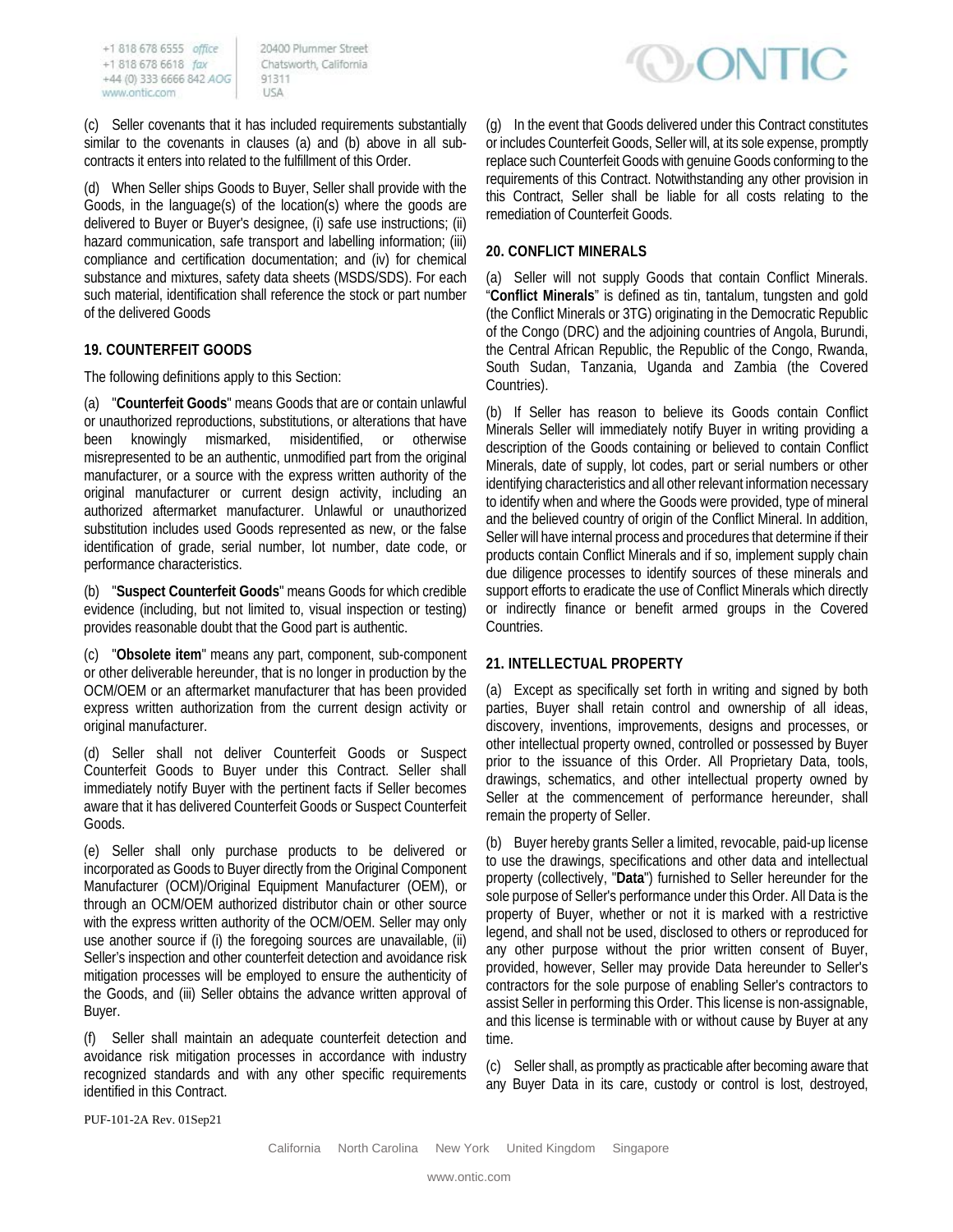(c) Seller covenants that it has included requirements substantially similar to the covenants in clauses (a) and (b) above in all sub-contracts it enters into related to the fulfillment of this Order.

(d) When Seller ships Goods to Buyer, Seller shall provide with the Goods, in the language(s) of the location(s) where the goods are delivered to Buyer or Buyer's designee, (i) safe use instructions; (ii) hazard communication, safe transport and labelling information; (iii) compliance and certification documentation; and (iv) for chemical substance and mixtures, safety data sheets (MSDS/SDS). For each such material, identification shall reference the stock or part number of the delivered Goods

**19. COUNTERFEIT GOODS**

The following definitions apply to this Section:

(a) "**Counterfeit Goods**" means Goods that are or contain unlawful or unauthorized reproductions, substitutions, or alterations that have been knowingly mismarked, misidentified, or otherwise misrepresented to be an authentic, unmodified part from the original manufacturer, or a source with the express written authority of the original manufacturer or current design activity, including an authorized aftermarket manufacturer. Unlawful or unauthorized substitution includes used Goods represented as new, or the false identification of grade, serial number, lot number, date code, or performance characteristics.

(b) "**Suspect Counterfeit Goods**" means Goods for which credible evidence (including, but not limited to, visual inspection or testing) provides reasonable doubt that the Good part is authentic.

(c) "**Obsolete item**" means any part, component, sub-component or other deliverable hereunder, that is no longer in production by the OCM/OEM or an aftermarket manufacturer that has been provided express written authorization from the current design activity or original manufacturer.

(d) Seller shall not deliver Counterfeit Goods or Suspect Counterfeit Goods to Buyer under this Contract. Seller shall immediately notify Buyer with the pertinent facts if Seller becomes aware that it has delivered Counterfeit Goods or Suspect Counterfeit Goods.

(e) Seller shall only purchase products to be delivered or incorporated as Goods to Buyer directly from the Original Component Manufacturer (OCM)/Original Equipment Manufacturer (OEM), or through an OCM/OEM authorized distributor chain or other source with the express written authority of the OCM/OEM. Seller may only use another source if (i) the foregoing sources are unavailable, (ii) Seller's inspection and other counterfeit detection and avoidance risk mitigation processes will be employed to ensure the authenticity of the Goods, and (iii) Seller obtains the advance written approval of Buyer.

(f) Seller shall maintain an adequate counterfeit detection and avoidance risk mitigation processes in accordance with industry recognized standards and with any other specific requirements identified in this Contract.

(g) In the event that Goods delivered under this Contract constitutes or includes Counterfeit Goods, Seller will, at its sole expense, promptly replace such Counterfeit Goods with genuine Goods conforming to the requirements of this Contract. Notwithstanding any other provision in this Contract, Seller shall be liable for all costs relating to the remediation of Counterfeit Goods.

**20. CONFLICT MINERALS**

(a) Seller will not supply Goods that contain Conflict Minerals. "**Conflict Minerals**" is defined as tin, tantalum, tungsten and gold (the Conflict Minerals or 3TG) originating in the Democratic Republic of the Congo (DRC) and the adjoining countries of Angola, Burundi, the Central African Republic, the Republic of the Congo, Rwanda, South Sudan, Tanzania, Uganda and Zambia (the Covered Countries).

(b) If Seller has reason to believe its Goods contain Conflict Minerals Seller will immediately notify Buyer in writing providing a description of the Goods containing or believed to contain Conflict Minerals, date of supply, lot codes, part or serial numbers or other identifying characteristics and all other relevant information necessary to identify when and where the Goods were provided, type of mineral and the believed country of origin of the Conflict Mineral. In addition, Seller will have internal process and procedures that determine if their products contain Conflict Minerals and if so, implement supply chain due diligence processes to identify sources of these minerals and support efforts to eradicate the use of Conflict Minerals which directly or indirectly finance or benefit armed groups in the Covered Countries.

**21. INTELLECTUAL PROPERTY**

(a) Except as specifically set forth in writing and signed by both parties, Buyer shall retain control and ownership of all ideas, discovery, inventions, improvements, designs and processes, or other intellectual property owned, controlled or possessed by Buyer prior to the issuance of this Order. All Proprietary Data, tools, drawings, schematics, and other intellectual property owned by Seller at the commencement of performance hereunder, shall remain the property of Seller.

(b) Buyer hereby grants Seller a limited, revocable, paid-up license to use the drawings, specifications and other data and intellectual property (collectively, "**Data**") furnished to Seller hereunder for the sole purpose of Seller's performance under this Order. All Data is the property of Buyer, whether or not it is marked with a restrictive legend, and shall not be used, disclosed to others or reproduced for any other purpose without the prior written consent of Buyer, provided, however, Seller may provide Data hereunder to Seller's contractors for the sole purpose of enabling Seller's contractors to assist Seller in performing this Order. This license is non-assignable, and this license is terminable with or without cause by Buyer at any time.

(c) Seller shall, as promptly as practicable after becoming aware that any Buyer Data in its care, custody or control is lost, destroyed,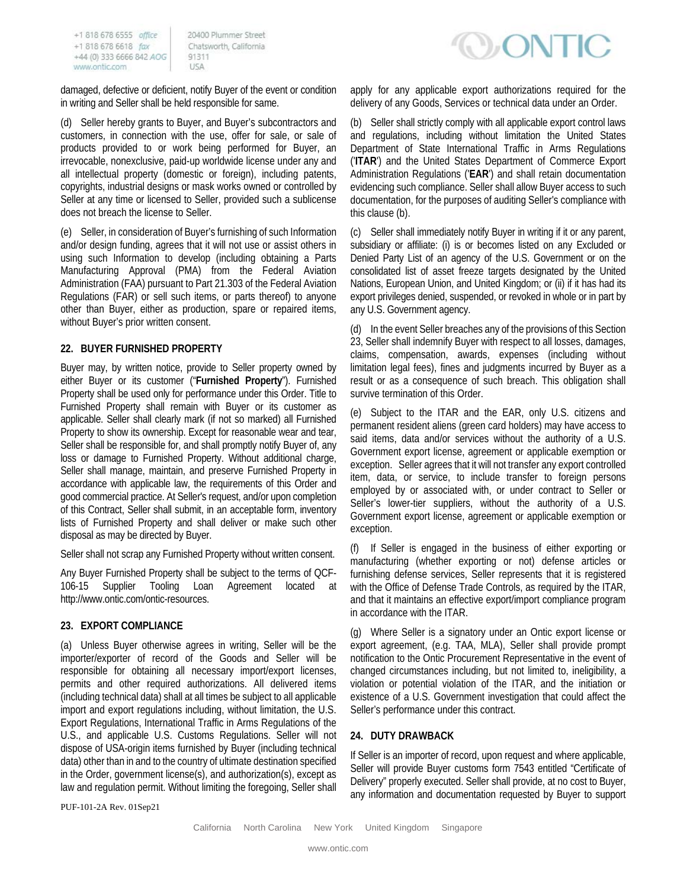damaged, defective or deficient, notify Buyer of the event or condition in writing and Seller shall be held responsible for same.

(d) Seller hereby grants to Buyer, and Buyer's subcontractors and customers, in connection with the use, offer for sale, or sale of products provided to or work being performed for Buyer, an irrevocable, nonexclusive, paid-up worldwide license under any and all intellectual property (domestic or foreign), including patents, copyrights, industrial designs or mask works owned or controlled by Seller at any time or licensed to Seller, provided such a sublicense does not breach the license to Seller.

(e) Seller, in consideration of Buyer's furnishing of such Information and/or design funding, agrees that it will not use or assist others in using such Information to develop (including obtaining a Parts Manufacturing Approval (PMA) from the Federal Aviation Administration (FAA) pursuant to Part 21.303 of the Federal Aviation Regulations (FAR) or sell such items, or parts thereof) to anyone other than Buyer, either as production, spare or repaired items, without Buyer's prior written consent.

## 22. BUYER FURNISHED PROPERTY

Buyer may, by written notice, provide to Seller property owned by either Buyer or its customer ("**Furnished Property**"). Furnished Property shall be used only for performance under this Order. Title to Furnished Property shall remain with Buyer or its customer as applicable. Seller shall clearly mark (if not so marked) all Furnished Property to show its ownership. Except for reasonable wear and tear, Seller shall be responsible for, and shall promptly notify Buyer of, any loss or damage to Furnished Property. Without additional charge, Seller shall manage, maintain, and preserve Furnished Property in accordance with applicable law, the requirements of this Order and good commercial practice. At Seller's request, and/or upon completion of this Contract, Seller shall submit, in an acceptable form, inventory lists of Furnished Property and shall deliver or make such other disposal as may be directed by Buyer.

Seller shall not scrap any Furnished Property without written consent.

Any Buyer Furnished Property shall be subject to the terms of QCF-106-15 Supplier Tooling Loan Agreement located at http://www.ontic.com/ontic-resources.

## 23. EXPORT COMPLIANCE

(a) Unless Buyer otherwise agrees in writing, Seller will be the importer/exporter of record of the Goods and Seller will be responsible for obtaining all necessary import/export licenses, permits and other required authorizations. All delivered items (including technical data) shall at all times be subject to all applicable import and export regulations including, without limitation, the U.S. Export Regulations, International Traffic in Arms Regulations of the U.S., and applicable U.S. Customs Regulations. Seller will not dispose of USA-origin items furnished by Buyer (including technical data) other than in and to the country of ultimate destination specified in the Order, government license(s), and authorization(s), except as law and regulation permit. Without limiting the foregoing, Seller shall apply for any applicable export authorizations required for the delivery of any Goods, Services or technical data under an Order.

(b) Seller shall strictly comply with all applicable export control laws and regulations, including without limitation the United States Department of State International Traffic in Arms Regulations ('**ITAR**') and the United States Department of Commerce Export Administration Regulations ('**EAR**') and shall retain documentation evidencing such compliance. Seller shall allow Buyer access to such documentation, for the purposes of auditing Seller's compliance with this clause (b).

(c) Seller shall immediately notify Buyer in writing if it or any parent, subsidiary or affiliate: (i) is or becomes listed on any Excluded or Denied Party List of an agency of the U.S. Government or on the consolidated list of asset freeze targets designated by the United Nations, European Union, and United Kingdom; or (ii) if it has had its export privileges denied, suspended, or revoked in whole or in part by any U.S. Government agency.

(d) In the event Seller breaches any of the provisions of this Section 23, Seller shall indemnify Buyer with respect to all losses, damages, claims, compensation, awards, expenses (including without limitation legal fees), fines and judgments incurred by Buyer as a result or as a consequence of such breach. This obligation shall survive termination of this Order.

(e) Subject to the ITAR and the EAR, only U.S. citizens and permanent resident aliens (green card holders) may have access to said items, data and/or services without the authority of a U.S. Government export license, agreement or applicable exemption or exception. Seller agrees that it will not transfer any export controlled item, data, or service, to include transfer to foreign persons employed by or associated with, or under contract to Seller or Seller's lower-tier suppliers, without the authority of a U.S. Government export license, agreement or applicable exemption or exception.

(f) If Seller is engaged in the business of either exporting or manufacturing (whether exporting or not) defense articles or furnishing defense services, Seller represents that it is registered with the Office of Defense Trade Controls, as required by the ITAR, and that it maintains an effective export/import compliance program in accordance with the ITAR.

(g) Where Seller is a signatory under an Ontic export license or export agreement, (e.g. TAA, MLA), Seller shall provide prompt notification to the Ontic Procurement Representative in the event of changed circumstances including, but not limited to, ineligibility, a violation or potential violation of the ITAR, and the initiation or existence of a U.S. Government investigation that could affect the Seller's performance under this contract.

## 24. DUTY DRAWBACK

If Seller is an importer of record, upon request and where applicable, Seller will provide Buyer customs form 7543 entitled "Certificate of Delivery" properly executed. Seller shall provide, at no cost to Buyer, any information and documentation requested by Buyer to support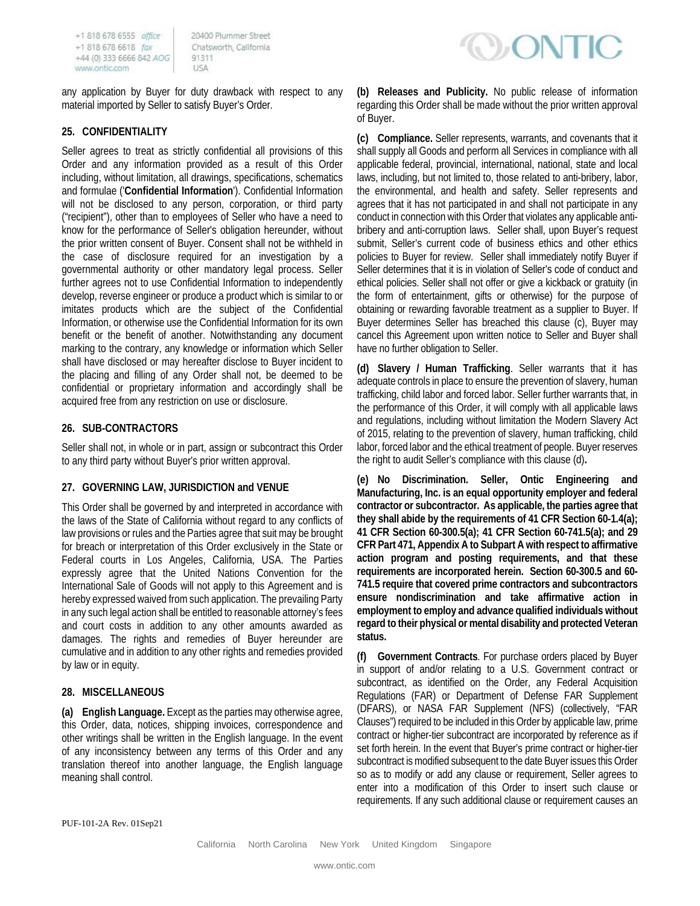any application by Buyer for duty drawback with respect to any material imported by Seller to satisfy Buyer's Order.

## 25. CONFIDENTIALITY

Seller agrees to treat as strictly confidential all provisions of this Order and any information provided as a result of this Order including, without limitation, all drawings, specifications, schematics and formulae ('**Confidential Information**'). Confidential Information will not be disclosed to any person, corporation, or third party ("recipient"), other than to employees of Seller who have a need to know for the performance of Seller's obligation hereunder, without the prior written consent of Buyer. Consent shall not be withheld in the case of disclosure required for an investigation by a governmental authority or other mandatory legal process. Seller further agrees not to use Confidential Information to independently develop, reverse engineer or produce a product which is similar to or imitates products which are the subject of the Confidential Information, or otherwise use the Confidential Information for its own benefit or the benefit of another. Notwithstanding any document marking to the contrary, any knowledge or information which Seller shall have disclosed or may hereafter disclose to Buyer incident to the placing and filling of any Order shall not, be deemed to be confidential or proprietary information and accordingly shall be acquired free from any restriction on use or disclosure.

## 26. SUB-CONTRACTORS

Seller shall not, in whole or in part, assign or subcontract this Order to any third party without Buyer's prior written approval.

## 27. GOVERNING LAW, JURISDICTION and VENUE

This Order shall be governed by and interpreted in accordance with the laws of the State of California without regard to any conflicts of law provisions or rules and the Parties agree that suit may be brought for breach or interpretation of this Order exclusively in the State or Federal courts in Los Angeles, California, USA. The Parties expressly agree that the United Nations Convention for the International Sale of Goods will not apply to this Agreement and is hereby expressed waived from such application. The prevailing Party in any such legal action shall be entitled to reasonable attorney's fees and court costs in addition to any other amounts awarded as damages. The rights and remedies of Buyer hereunder are cumulative and in addition to any other rights and remedies provided by law or in equity.

## 28. MISCELLANEOUS

**(a) English Language.** Except as the parties may otherwise agree, this Order, data, notices, shipping invoices, correspondence and other writings shall be written in the English language. In the event of any inconsistency between any terms of this Order and any translation thereof into another language, the English language meaning shall control.

**(b) Releases and Publicity.** No public release of information regarding this Order shall be made without the prior written approval of Buyer.

**(c) Compliance.** Seller represents, warrants, and covenants that it shall supply all Goods and perform all Services in compliance with all applicable federal, provincial, international, national, state and local laws, including, but not limited to, those related to anti-bribery, labor, the environmental, and health and safety. Seller represents and agrees that it has not participated in and shall not participate in any conduct in connection with this Order that violates any applicable anti-bribery and anti-corruption laws. Seller shall, upon Buyer's request submit, Seller's current code of business ethics and other ethics policies to Buyer for review. Seller shall immediately notify Buyer if Seller determines that it is in violation of Seller's code of conduct and ethical policies. Seller shall not offer or give a kickback or gratuity (in the form of entertainment, gifts or otherwise) for the purpose of obtaining or rewarding favorable treatment as a supplier to Buyer. If Buyer determines Seller has breached this clause (c), Buyer may cancel this Agreement upon written notice to Seller and Buyer shall have no further obligation to Seller.

**(d) Slavery / Human Trafficking**. Seller warrants that it has adequate controls in place to ensure the prevention of slavery, human trafficking, child labor and forced labor. Seller further warrants that, in the performance of this Order, it will comply with all applicable laws and regulations, including without limitation the Modern Slavery Act of 2015, relating to the prevention of slavery, human trafficking, child labor, forced labor and the ethical treatment of people. Buyer reserves the right to audit Seller's compliance with this clause (d)**.**

**(e) No Discrimination. Seller, Ontic Engineering and Manufacturing, Inc. is an equal opportunity employer and federal contractor or subcontractor. As applicable, the parties agree that they shall abide by the requirements of 41 CFR Section 60-1.4(a); 41 CFR Section 60-300.5(a); 41 CFR Section 60-741.5(a); and 29 CFR Part 471, Appendix A to Subpart A with respect to affirmative action program and posting requirements, and that these requirements are incorporated herein. Section 60-300.5 and 60-741.5 require that covered prime contractors and subcontractors ensure nondiscrimination and take affirmative action in employment to employ and advance qualified individuals without regard to their physical or mental disability and protected Veteran status.**

**(f) Government Contracts**. For purchase orders placed by Buyer in support of and/or relating to a U.S. Government contract or subcontract, as identified on the Order, any Federal Acquisition Regulations (FAR) or Department of Defense FAR Supplement (DFARS), or NASA FAR Supplement (NFS) (collectively, "FAR Clauses") required to be included in this Order by applicable law, prime contract or higher-tier subcontract are incorporated by reference as if set forth herein. In the event that Buyer's prime contract or higher-tier subcontract is modified subsequent to the date Buyer issues this Order so as to modify or add any clause or requirement, Seller agrees to enter into a modification of this Order to insert such clause or requirements. If any such additional clause or requirement causes an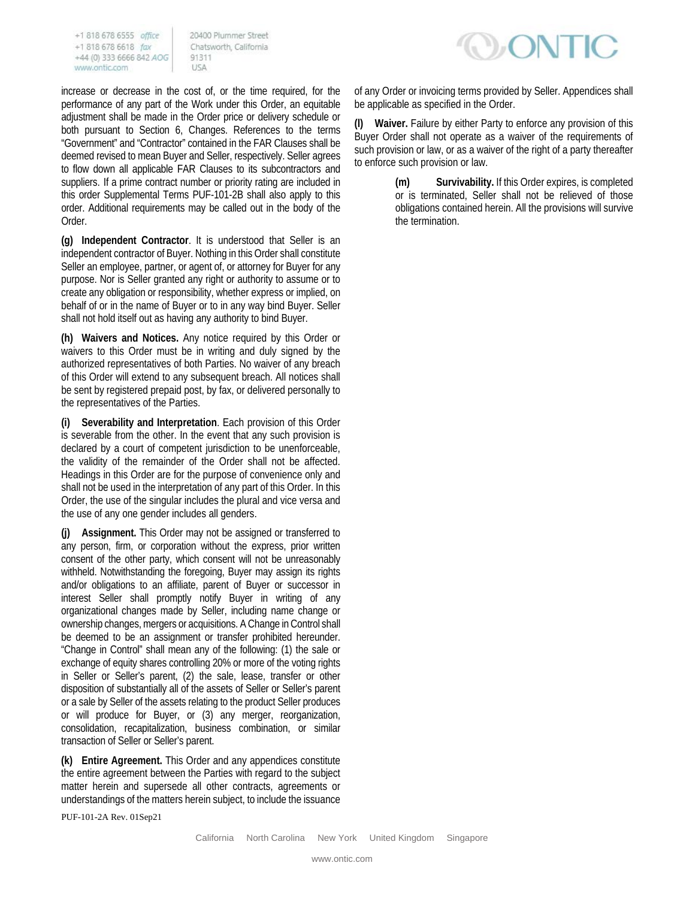increase or decrease in the cost of, or the time required, for the performance of any part of the Work under this Order, an equitable adjustment shall be made in the Order price or delivery schedule or both pursuant to Section 6, Changes. References to the terms "Government" and "Contractor" contained in the FAR Clauses shall be deemed revised to mean Buyer and Seller, respectively. Seller agrees to flow down all applicable FAR Clauses to its subcontractors and suppliers. If a prime contract number or priority rating are included in this order Supplemental Terms PUF-101-2B shall also apply to this order. Additional requirements may be called out in the body of the Order.

**(g) Independent Contractor**. It is understood that Seller is an independent contractor of Buyer. Nothing in this Order shall constitute Seller an employee, partner, or agent of, or attorney for Buyer for any purpose. Nor is Seller granted any right or authority to assume or to create any obligation or responsibility, whether express or implied, on behalf of or in the name of Buyer or to in any way bind Buyer. Seller shall not hold itself out as having any authority to bind Buyer.

**(h) Waivers and Notices.** Any notice required by this Order or waivers to this Order must be in writing and duly signed by the authorized representatives of both Parties. No waiver of any breach of this Order will extend to any subsequent breach. All notices shall be sent by registered prepaid post, by fax, or delivered personally to the representatives of the Parties.

**(i) Severability and Interpretation**. Each provision of this Order is severable from the other. In the event that any such provision is declared by a court of competent jurisdiction to be unenforceable, the validity of the remainder of the Order shall not be affected. Headings in this Order are for the purpose of convenience only and shall not be used in the interpretation of any part of this Order. In this Order, the use of the singular includes the plural and vice versa and the use of any one gender includes all genders.

**(j) Assignment.** This Order may not be assigned or transferred to any person, firm, or corporation without the express, prior written consent of the other party, which consent will not be unreasonably withheld. Notwithstanding the foregoing, Buyer may assign its rights and/or obligations to an affiliate, parent of Buyer or successor in interest Seller shall promptly notify Buyer in writing of any organizational changes made by Seller, including name change or ownership changes, mergers or acquisitions. A Change in Control shall be deemed to be an assignment or transfer prohibited hereunder. "Change in Control" shall mean any of the following: (1) the sale or exchange of equity shares controlling 20% or more of the voting rights in Seller or Seller's parent, (2) the sale, lease, transfer or other disposition of substantially all of the assets of Seller or Seller's parent or a sale by Seller of the assets relating to the product Seller produces or will produce for Buyer, or (3) any merger, reorganization, consolidation, recapitalization, business combination, or similar transaction of Seller or Seller's parent.

**(k) Entire Agreement.** This Order and any appendices constitute the entire agreement between the Parties with regard to the subject matter herein and supersede all other contracts, agreements or understandings of the matters herein subject, to include the issuance of any Order or invoicing terms provided by Seller. Appendices shall be applicable as specified in the Order.

**(l) Waiver.** Failure by either Party to enforce any provision of this Buyer Order shall not operate as a waiver of the requirements of such provision or law, or as a waiver of the right of a party thereafter to enforce such provision or law.

**(m) Survivability.** If this Order expires, is completed or is terminated, Seller shall not be relieved of those obligations contained herein. All the provisions will survive the termination.

PUF-101-2A Rev. 01Sep21